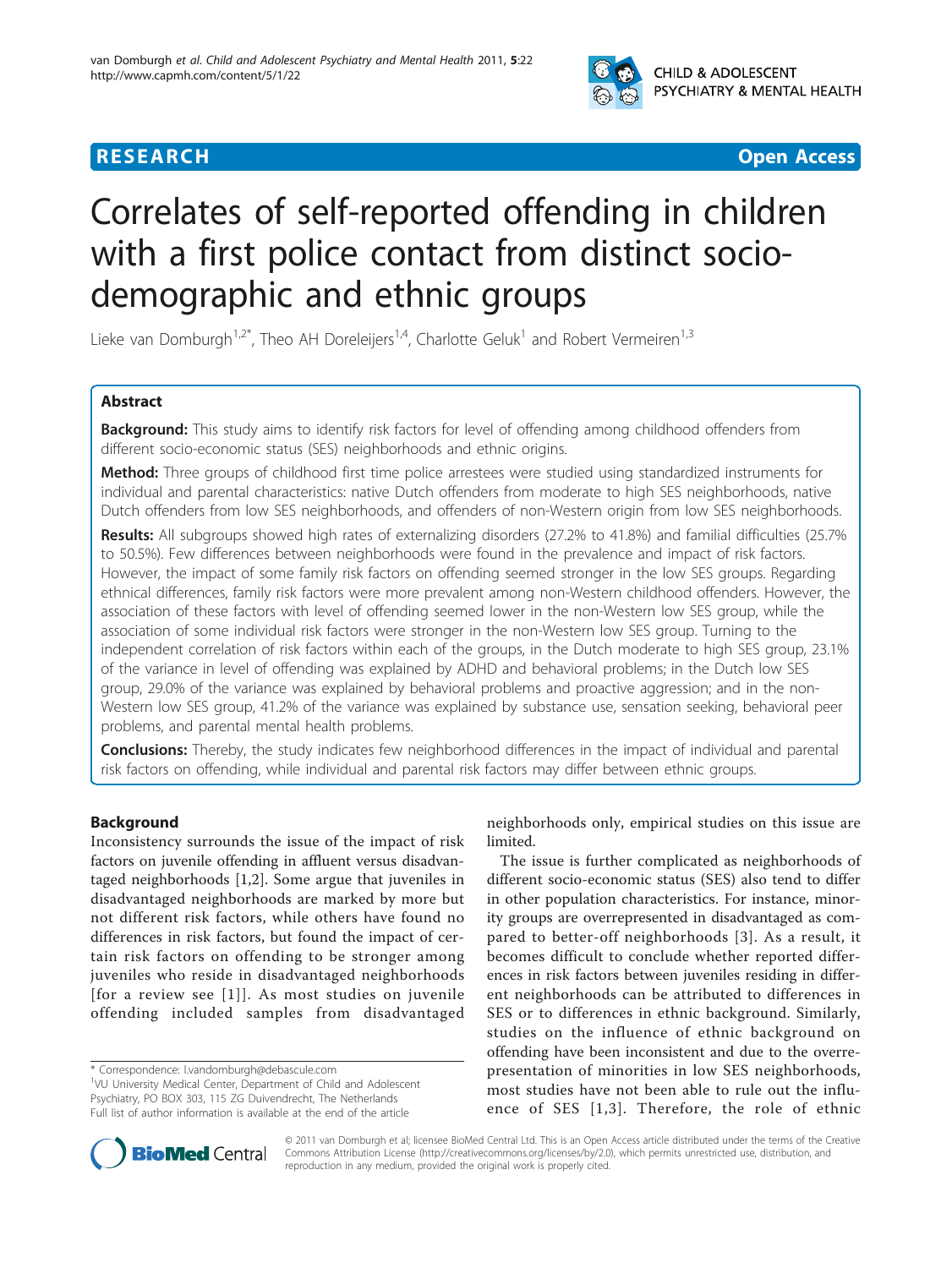**RESEARCH** **Open Access**

# Correlates of self-reported offending in children with a first police contact from distinct socio-demographic and ethnic groups

Lieke van Domburgh[1,2*], Theo AH Doreleijers[1,4], Charlotte Geluk[1] and Robert Vermeiren[1,3]

## Abstract

**Background:** This study aims to identify risk factors for level of offending among childhood offenders from different socio-economic status (SES) neighborhoods and ethnic origins.

**Method:** Three groups of childhood first time police arrestees were studied using standardized instruments for individual and parental characteristics: native Dutch offenders from moderate to high SES neighborhoods, native Dutch offenders from low SES neighborhoods, and offenders of non-Western origin from low SES neighborhoods.

**Results:** All subgroups showed high rates of externalizing disorders (27.2% to 41.8%) and familial difficulties (25.7% to 50.5%). Few differences between neighborhoods were found in the prevalence and impact of risk factors. However, the impact of some family risk factors on offending seemed stronger in the low SES groups. Regarding ethnical differences, family risk factors were more prevalent among non-Western childhood offenders. However, the association of these factors with level of offending seemed lower in the non-Western low SES group, while the association of some individual risk factors were stronger in the non-Western low SES group. Turning to the independent correlation of risk factors within each of the groups, in the Dutch moderate to high SES group, 23.1% of the variance in level of offending was explained by ADHD and behavioral problems; in the Dutch low SES group, 29.0% of the variance was explained by behavioral problems and proactive aggression; and in the non-Western low SES group, 41.2% of the variance was explained by substance use, sensation seeking, behavioral peer problems, and parental mental health problems.

**Conclusions:** Thereby, the study indicates few neighborhood differences in the impact of individual and parental risk factors on offending, while individual and parental risk factors may differ between ethnic groups.

## Background

Inconsistency surrounds the issue of the impact of risk factors on juvenile offending in affluent versus disadvantaged neighborhoods [1,2]. Some argue that juveniles in disadvantaged neighborhoods are marked by more but not different risk factors, while others have found no differences in risk factors, but found the impact of certain risk factors on offending to be stronger among juveniles who reside in disadvantaged neighborhoods [for a review see [1]]. As most studies on juvenile offending included samples from disadvantaged neighborhoods only, empirical studies on this issue are limited.

The issue is further complicated as neighborhoods of different socio-economic status (SES) also tend to differ in other population characteristics. For instance, minority groups are overrepresented in disadvantaged as compared to better-off neighborhoods [3]. As a result, it becomes difficult to conclude whether reported differences in risk factors between juveniles residing in different neighborhoods can be attributed to differences in SES or to differences in ethnic background. Similarly, studies on the influence of ethnic background on offending have been inconsistent and due to the overrepresentation of minorities in low SES neighborhoods, most studies have not been able to rule out the influence of SES [1,3]. Therefore, the role of ethnic

\* Correspondence: l.vandomburgh@debascule.com
[1]VU University Medical Center, Department of Child and Adolescent Psychiatry, PO BOX 303, 115 ZG Duivendrecht, The Netherlands
Full list of author information is available at the end of the article

© 2011 van Domburgh et al; licensee BioMed Central Ltd. This is an Open Access article distributed under the terms of the Creative Commons Attribution License (http://creativecommons.org/licenses/by/2.0), which permits unrestricted use, distribution, and reproduction in any medium, provided the original work is properly cited.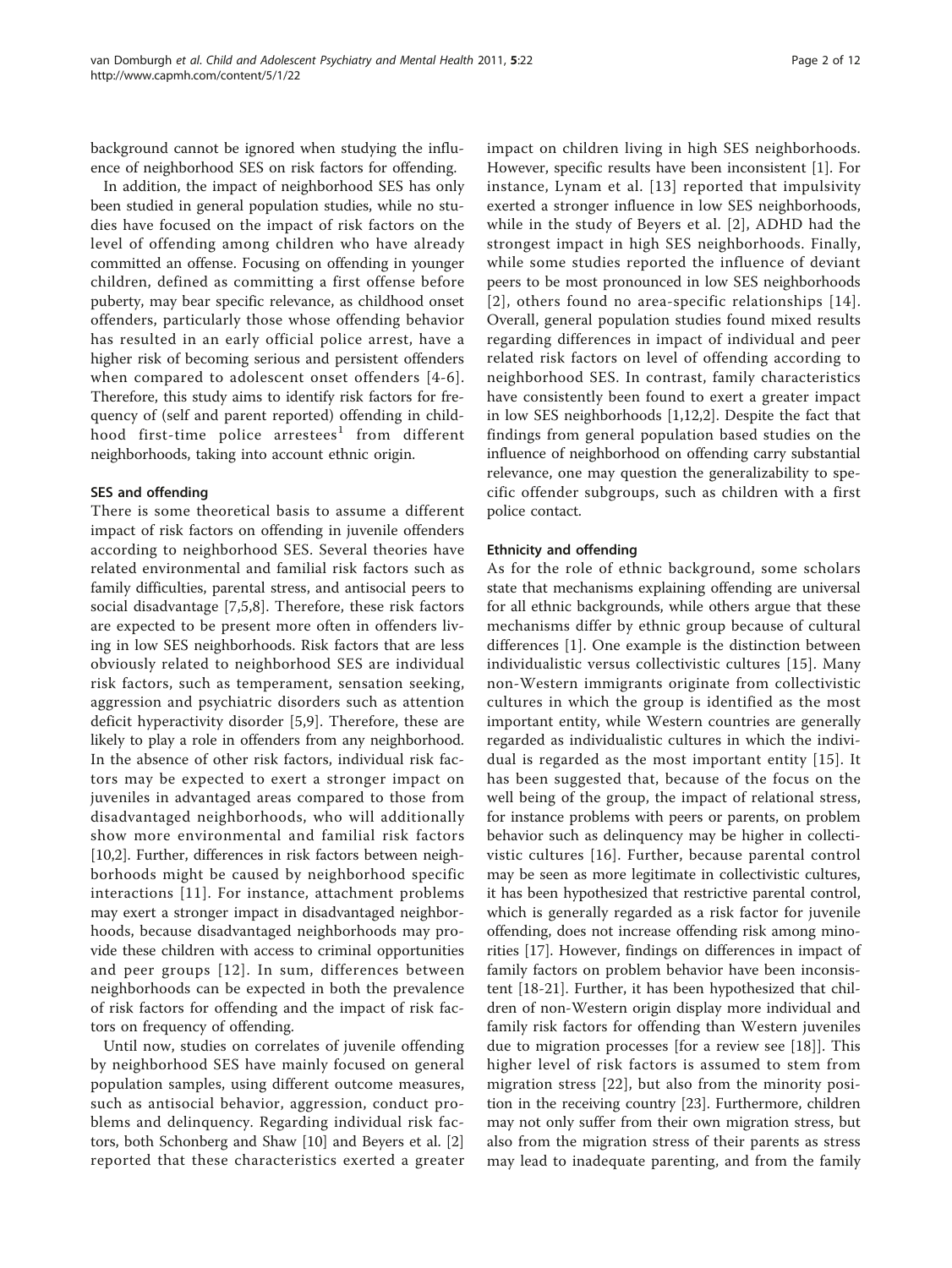background cannot be ignored when studying the influence of neighborhood SES on risk factors for offending.

In addition, the impact of neighborhood SES has only been studied in general population studies, while no studies have focused on the impact of risk factors on the level of offending among children who have already committed an offense. Focusing on offending in younger children, defined as committing a first offense before puberty, may bear specific relevance, as childhood onset offenders, particularly those whose offending behavior has resulted in an early official police arrest, have a higher risk of becoming serious and persistent offenders when compared to adolescent onset offenders [4-6]. Therefore, this study aims to identify risk factors for frequency of (self and parent reported) offending in childhood first-time police arrestees[1] from different neighborhoods, taking into account ethnic origin.

### SES and offending

There is some theoretical basis to assume a different impact of risk factors on offending in juvenile offenders according to neighborhood SES. Several theories have related environmental and familial risk factors such as family difficulties, parental stress, and antisocial peers to social disadvantage [7,5,8]. Therefore, these risk factors are expected to be present more often in offenders living in low SES neighborhoods. Risk factors that are less obviously related to neighborhood SES are individual risk factors, such as temperament, sensation seeking, aggression and psychiatric disorders such as attention deficit hyperactivity disorder [5,9]. Therefore, these are likely to play a role in offenders from any neighborhood. In the absence of other risk factors, individual risk factors may be expected to exert a stronger impact on juveniles in advantaged areas compared to those from disadvantaged neighborhoods, who will additionally show more environmental and familial risk factors [10,2]. Further, differences in risk factors between neighborhoods might be caused by neighborhood specific interactions [11]. For instance, attachment problems may exert a stronger impact in disadvantaged neighborhoods, because disadvantaged neighborhoods may provide these children with access to criminal opportunities and peer groups [12]. In sum, differences between neighborhoods can be expected in both the prevalence of risk factors for offending and the impact of risk factors on frequency of offending.

Until now, studies on correlates of juvenile offending by neighborhood SES have mainly focused on general population samples, using different outcome measures, such as antisocial behavior, aggression, conduct problems and delinquency. Regarding individual risk factors, both Schonberg and Shaw [10] and Beyers et al. [2] reported that these characteristics exerted a greater impact on children living in high SES neighborhoods. However, specific results have been inconsistent [1]. For instance, Lynam et al. [13] reported that impulsivity exerted a stronger influence in low SES neighborhoods, while in the study of Beyers et al. [2], ADHD had the strongest impact in high SES neighborhoods. Finally, while some studies reported the influence of deviant peers to be most pronounced in low SES neighborhoods [2], others found no area-specific relationships [14]. Overall, general population studies found mixed results regarding differences in impact of individual and peer related risk factors on level of offending according to neighborhood SES. In contrast, family characteristics have consistently been found to exert a greater impact in low SES neighborhoods [1,12,2]. Despite the fact that findings from general population based studies on the influence of neighborhood on offending carry substantial relevance, one may question the generalizability to specific offender subgroups, such as children with a first police contact.

### Ethnicity and offending

As for the role of ethnic background, some scholars state that mechanisms explaining offending are universal for all ethnic backgrounds, while others argue that these mechanisms differ by ethnic group because of cultural differences [1]. One example is the distinction between individualistic versus collectivistic cultures [15]. Many non-Western immigrants originate from collectivistic cultures in which the group is identified as the most important entity, while Western countries are generally regarded as individualistic cultures in which the individual is regarded as the most important entity [15]. It has been suggested that, because of the focus on the well being of the group, the impact of relational stress, for instance problems with peers or parents, on problem behavior such as delinquency may be higher in collectivistic cultures [16]. Further, because parental control may be seen as more legitimate in collectivistic cultures, it has been hypothesized that restrictive parental control, which is generally regarded as a risk factor for juvenile offending, does not increase offending risk among minorities [17]. However, findings on differences in impact of family factors on problem behavior have been inconsistent [18-21]. Further, it has been hypothesized that children of non-Western origin display more individual and family risk factors for offending than Western juveniles due to migration processes [for a review see [18]]. This higher level of risk factors is assumed to stem from migration stress [22], but also from the minority position in the receiving country [23]. Furthermore, children may not only suffer from their own migration stress, but also from the migration stress of their parents as stress may lead to inadequate parenting, and from the family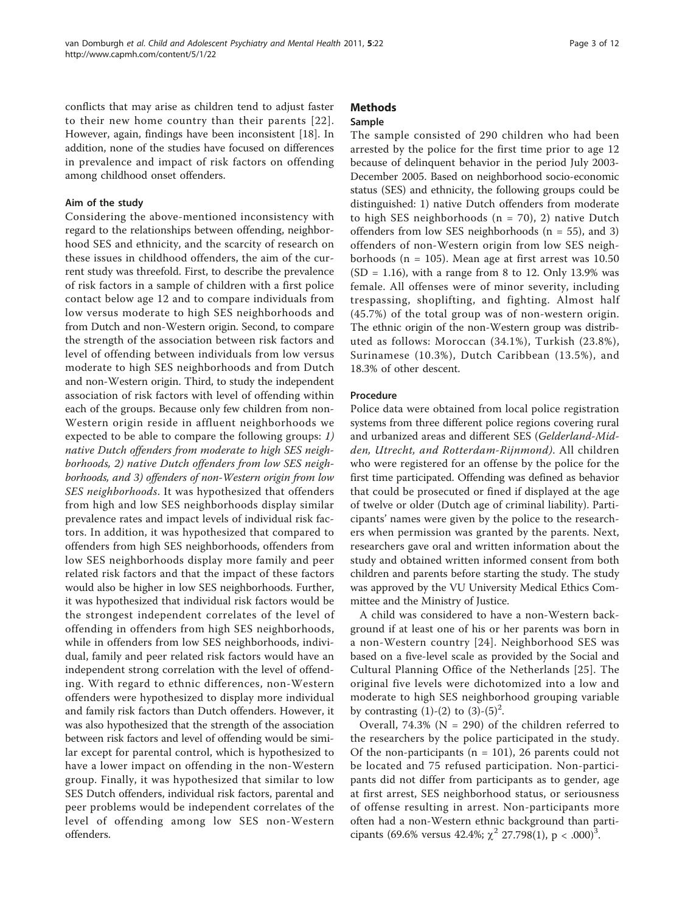conflicts that may arise as children tend to adjust faster to their new home country than their parents [22]. However, again, findings have been inconsistent [18]. In addition, none of the studies have focused on differences in prevalence and impact of risk factors on offending among childhood onset offenders.

### Aim of the study

Considering the above-mentioned inconsistency with regard to the relationships between offending, neighborhood SES and ethnicity, and the scarcity of research on these issues in childhood offenders, the aim of the current study was threefold. First, to describe the prevalence of risk factors in a sample of children with a first police contact below age 12 and to compare individuals from low versus moderate to high SES neighborhoods and from Dutch and non-Western origin. Second, to compare the strength of the association between risk factors and level of offending between individuals from low versus moderate to high SES neighborhoods and from Dutch and non-Western origin. Third, to study the independent association of risk factors with level of offending within each of the groups. Because only few children from non-Western origin reside in affluent neighborhoods we expected to be able to compare the following groups: *1) native Dutch offenders from moderate to high SES neighborhoods, 2) native Dutch offenders from low SES neighborhoods, and 3) offenders of non-Western origin from low SES neighborhoods*. It was hypothesized that offenders from high and low SES neighborhoods display similar prevalence rates and impact levels of individual risk factors. In addition, it was hypothesized that compared to offenders from high SES neighborhoods, offenders from low SES neighborhoods display more family and peer related risk factors and that the impact of these factors would also be higher in low SES neighborhoods. Further, it was hypothesized that individual risk factors would be the strongest independent correlates of the level of offending in offenders from high SES neighborhoods, while in offenders from low SES neighborhoods, individual, family and peer related risk factors would have an independent strong correlation with the level of offending. With regard to ethnic differences, non-Western offenders were hypothesized to display more individual and family risk factors than Dutch offenders. However, it was also hypothesized that the strength of the association between risk factors and level of offending would be similar except for parental control, which is hypothesized to have a lower impact on offending in the non-Western group. Finally, it was hypothesized that similar to low SES Dutch offenders, individual risk factors, parental and peer problems would be independent correlates of the level of offending among low SES non-Western offenders.

## Methods

### Sample

The sample consisted of 290 children who had been arrested by the police for the first time prior to age 12 because of delinquent behavior in the period July 2003-December 2005. Based on neighborhood socio-economic status (SES) and ethnicity, the following groups could be distinguished: 1) native Dutch offenders from moderate to high SES neighborhoods (n = 70), 2) native Dutch offenders from low SES neighborhoods (n = 55), and 3) offenders of non-Western origin from low SES neighborhoods (n = 105). Mean age at first arrest was 10.50 (SD = 1.16), with a range from 8 to 12. Only 13.9% was female. All offenses were of minor severity, including trespassing, shoplifting, and fighting. Almost half (45.7%) of the total group was of non-western origin. The ethnic origin of the non-Western group was distributed as follows: Moroccan (34.1%), Turkish (23.8%), Surinamese (10.3%), Dutch Caribbean (13.5%), and 18.3% of other descent.

### Procedure

Police data were obtained from local police registration systems from three different police regions covering rural and urbanized areas and different SES (*Gelderland-Midden, Utrecht, and Rotterdam-Rijnmond*). All children who were registered for an offense by the police for the first time participated. Offending was defined as behavior that could be prosecuted or fined if displayed at the age of twelve or older (Dutch age of criminal liability). Participants' names were given by the police to the researchers when permission was granted by the parents. Next, researchers gave oral and written information about the study and obtained written informed consent from both children and parents before starting the study. The study was approved by the VU University Medical Ethics Committee and the Ministry of Justice.

A child was considered to have a non-Western background if at least one of his or her parents was born in a non-Western country [24]. Neighborhood SES was based on a five-level scale as provided by the Social and Cultural Planning Office of the Netherlands [25]. The original five levels were dichotomized into a low and moderate to high SES neighborhood grouping variable by contrasting (1)-(2) to (3)-(5)[2].

Overall, 74.3% (N = 290) of the children referred to the researchers by the police participated in the study. Of the non-participants (n = 101), 26 parents could not be located and 75 refused participation. Non-participants did not differ from participants as to gender, age at first arrest, SES neighborhood status, or seriousness of offense resulting in arrest. Non-participants more often had a non-Western ethnic background than participants (69.6% versus 42.4%; $\chi^2$ 27.798(1), p < .000)[3].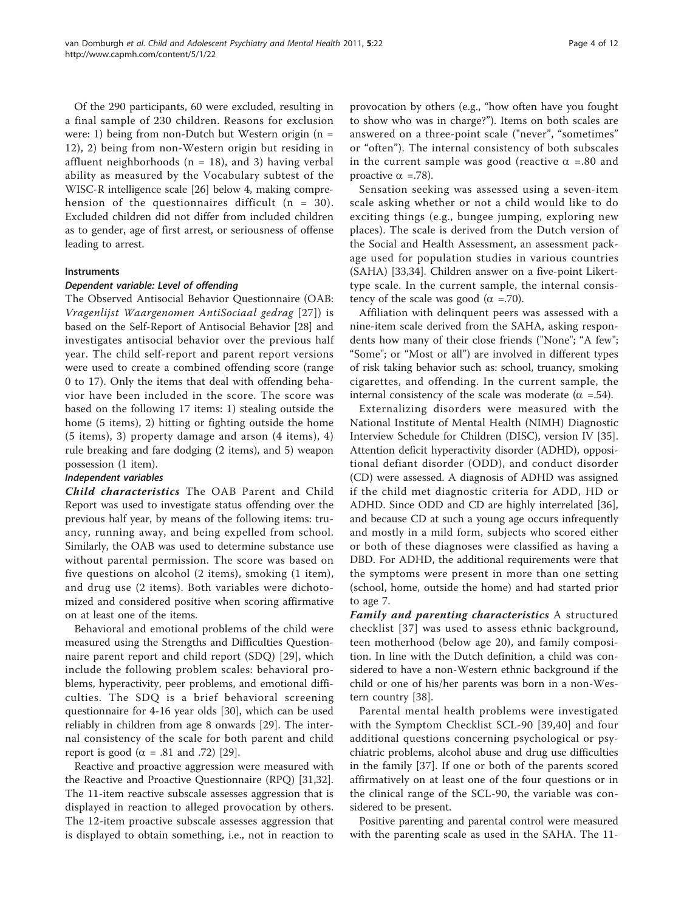Of the 290 participants, 60 were excluded, resulting in a final sample of 230 children. Reasons for exclusion were: 1) being from non-Dutch but Western origin (n = 12), 2) being from non-Western origin but residing in affluent neighborhoods (n = 18), and 3) having verbal ability as measured by the Vocabulary subtest of the WISC-R intelligence scale [26] below 4, making comprehension of the questionnaires difficult (n = 30). Excluded children did not differ from included children as to gender, age of first arrest, or seriousness of offense leading to arrest.

### Instruments

#### *Dependent variable: Level of offending*

The Observed Antisocial Behavior Questionnaire (OAB: *Vragenlijst Waargenomen AntiSociaal gedrag* [27]) is based on the Self-Report of Antisocial Behavior [28] and investigates antisocial behavior over the previous half year. The child self-report and parent report versions were used to create a combined offending score (range 0 to 17). Only the items that deal with offending behavior have been included in the score. The score was based on the following 17 items: 1) stealing outside the home (5 items), 2) hitting or fighting outside the home (5 items), 3) property damage and arson (4 items), 4) rule breaking and fare dodging (2 items), and 5) weapon possession (1 item).

#### *Independent variables*

***Child characteristics*** The OAB Parent and Child Report was used to investigate status offending over the previous half year, by means of the following items: truancy, running away, and being expelled from school. Similarly, the OAB was used to determine substance use without parental permission. The score was based on five questions on alcohol (2 items), smoking (1 item), and drug use (2 items). Both variables were dichotomized and considered positive when scoring affirmative on at least one of the items.

Behavioral and emotional problems of the child were measured using the Strengths and Difficulties Questionnaire parent report and child report (SDQ) [29], which include the following problem scales: behavioral problems, hyperactivity, peer problems, and emotional difficulties. The SDQ is a brief behavioral screening questionnaire for 4-16 year olds [30], which can be used reliably in children from age 8 onwards [29]. The internal consistency of the scale for both parent and child report is good ($\alpha$ = .81 and .72) [29].

Reactive and proactive aggression were measured with the Reactive and Proactive Questionnaire (RPQ) [31,32]. The 11-item reactive subscale assesses aggression that is displayed in reaction to alleged provocation by others. The 12-item proactive subscale assesses aggression that is displayed to obtain something, i.e., not in reaction to provocation by others (e.g., "how often have you fought to show who was in charge?"). Items on both scales are answered on a three-point scale ("never", "sometimes" or "often"). The internal consistency of both subscales in the current sample was good (reactive $\alpha$ =.80 and proactive $\alpha$ =.78).

Sensation seeking was assessed using a seven-item scale asking whether or not a child would like to do exciting things (e.g., bungee jumping, exploring new places). The scale is derived from the Dutch version of the Social and Health Assessment, an assessment package used for population studies in various countries (SAHA) [33,34]. Children answer on a five-point Likert-type scale. In the current sample, the internal consistency of the scale was good ($\alpha$ =.70).

Affiliation with delinquent peers was assessed with a nine-item scale derived from the SAHA, asking respondents how many of their close friends ("None"; "A few"; "Some"; or "Most or all") are involved in different types of risk taking behavior such as: school, truancy, smoking cigarettes, and offending. In the current sample, the internal consistency of the scale was moderate ($\alpha$ =.54).

Externalizing disorders were measured with the National Institute of Mental Health (NIMH) Diagnostic Interview Schedule for Children (DISC), version IV [35]. Attention deficit hyperactivity disorder (ADHD), oppositional defiant disorder (ODD), and conduct disorder (CD) were assessed. A diagnosis of ADHD was assigned if the child met diagnostic criteria for ADD, HD or ADHD. Since ODD and CD are highly interrelated [36], and because CD at such a young age occurs infrequently and mostly in a mild form, subjects who scored either or both of these diagnoses were classified as having a DBD. For ADHD, the additional requirements were that the symptoms were present in more than one setting (school, home, outside the home) and had started prior to age 7.

***Family and parenting characteristics*** A structured checklist [37] was used to assess ethnic background, teen motherhood (below age 20), and family composition. In line with the Dutch definition, a child was considered to have a non-Western ethnic background if the child or one of his/her parents was born in a non-Western country [38].

Parental mental health problems were investigated with the Symptom Checklist SCL-90 [39,40] and four additional questions concerning psychological or psychiatric problems, alcohol abuse and drug use difficulties in the family [37]. If one or both of the parents scored affirmatively on at least one of the four questions or in the clinical range of the SCL-90, the variable was considered to be present.

Positive parenting and parental control were measured with the parenting scale as used in the SAHA. The 11-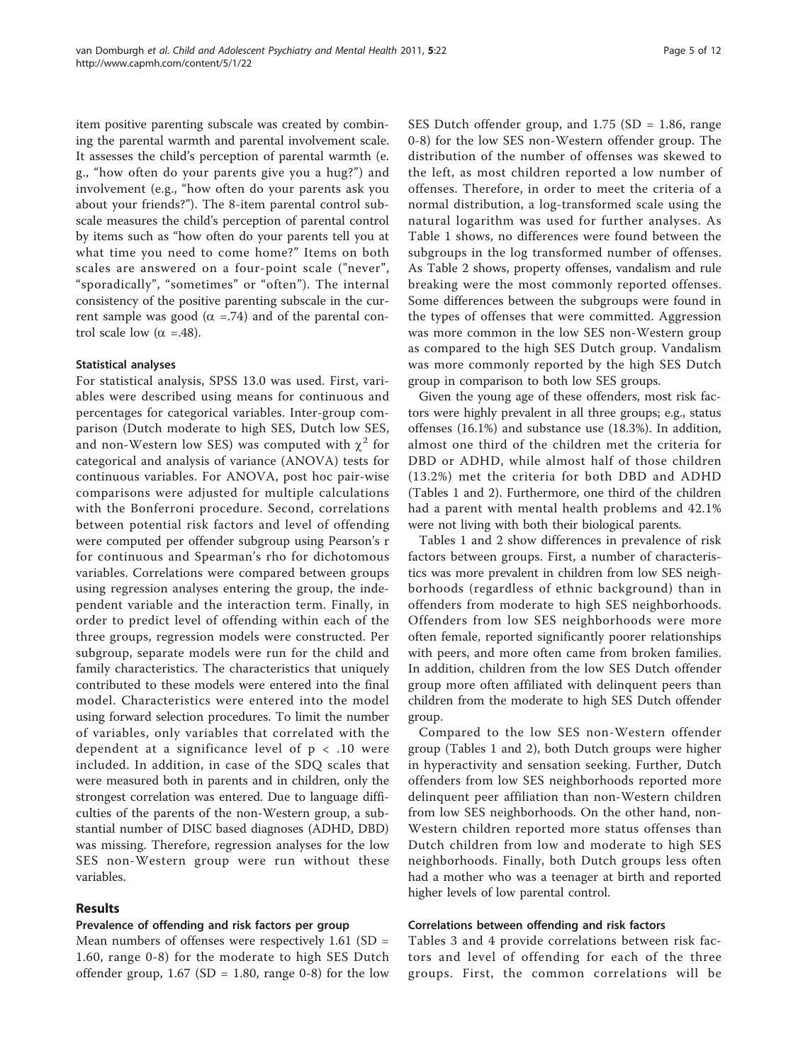item positive parenting subscale was created by combining the parental warmth and parental involvement scale. It assesses the child's perception of parental warmth (e. g., "how often do your parents give you a hug?") and involvement (e.g., "how often do your parents ask you about your friends?"). The 8-item parental control subscale measures the child's perception of parental control by items such as "how often do your parents tell you at what time you need to come home?" Items on both scales are answered on a four-point scale ("never", "sporadically", "sometimes" or "often"). The internal consistency of the positive parenting subscale in the current sample was good ($\alpha$ =.74) and of the parental control scale low ($\alpha$ =.48).

#### Statistical analyses

For statistical analysis, SPSS 13.0 was used. First, variables were described using means for continuous and percentages for categorical variables. Inter-group comparison (Dutch moderate to high SES, Dutch low SES, and non-Western low SES) was computed with $\chi^2$ for categorical and analysis of variance (ANOVA) tests for continuous variables. For ANOVA, post hoc pair-wise comparisons were adjusted for multiple calculations with the Bonferroni procedure. Second, correlations between potential risk factors and level of offending were computed per offender subgroup using Pearson's r for continuous and Spearman's rho for dichotomous variables. Correlations were compared between groups using regression analyses entering the group, the independent variable and the interaction term. Finally, in order to predict level of offending within each of the three groups, regression models were constructed. Per subgroup, separate models were run for the child and family characteristics. The characteristics that uniquely contributed to these models were entered into the final model. Characteristics were entered into the model using forward selection procedures. To limit the number of variables, only variables that correlated with the dependent at a significance level of $p < .10$ were included. In addition, in case of the SDQ scales that were measured both in parents and in children, only the strongest correlation was entered. Due to language difficulties of the parents of the non-Western group, a substantial number of DISC based diagnoses (ADHD, DBD) was missing. Therefore, regression analyses for the low SES non-Western group were run without these variables.

## Results

#### Prevalence of offending and risk factors per group

Mean numbers of offenses were respectively 1.61 (SD = 1.60, range 0-8) for the moderate to high SES Dutch offender group, 1.67 (SD = 1.80, range 0-8) for the low SES Dutch offender group, and 1.75 (SD = 1.86, range 0-8) for the low SES non-Western offender group. The distribution of the number of offenses was skewed to the left, as most children reported a low number of offenses. Therefore, in order to meet the criteria of a normal distribution, a log-transformed scale using the natural logarithm was used for further analyses. As Table 1 shows, no differences were found between the subgroups in the log transformed number of offenses. As Table 2 shows, property offenses, vandalism and rule breaking were the most commonly reported offenses. Some differences between the subgroups were found in the types of offenses that were committed. Aggression was more common in the low SES non-Western group as compared to the high SES Dutch group. Vandalism was more commonly reported by the high SES Dutch group in comparison to both low SES groups.

Given the young age of these offenders, most risk factors were highly prevalent in all three groups; e.g., status offenses (16.1%) and substance use (18.3%). In addition, almost one third of the children met the criteria for DBD or ADHD, while almost half of those children (13.2%) met the criteria for both DBD and ADHD (Tables 1 and 2). Furthermore, one third of the children had a parent with mental health problems and 42.1% were not living with both their biological parents.

Tables 1 and 2 show differences in prevalence of risk factors between groups. First, a number of characteristics was more prevalent in children from low SES neighborhoods (regardless of ethnic background) than in offenders from moderate to high SES neighborhoods. Offenders from low SES neighborhoods were more often female, reported significantly poorer relationships with peers, and more often came from broken families. In addition, children from the low SES Dutch offender group more often affiliated with delinquent peers than children from the moderate to high SES Dutch offender group.

Compared to the low SES non-Western offender group (Tables 1 and 2), both Dutch groups were higher in hyperactivity and sensation seeking. Further, Dutch offenders from low SES neighborhoods reported more delinquent peer affiliation than non-Western children from low SES neighborhoods. On the other hand, non-Western children reported more status offenses than Dutch children from low and moderate to high SES neighborhoods. Finally, both Dutch groups less often had a mother who was a teenager at birth and reported higher levels of low parental control.

#### Correlations between offending and risk factors

Tables 3 and 4 provide correlations between risk factors and level of offending for each of the three groups. First, the common correlations will be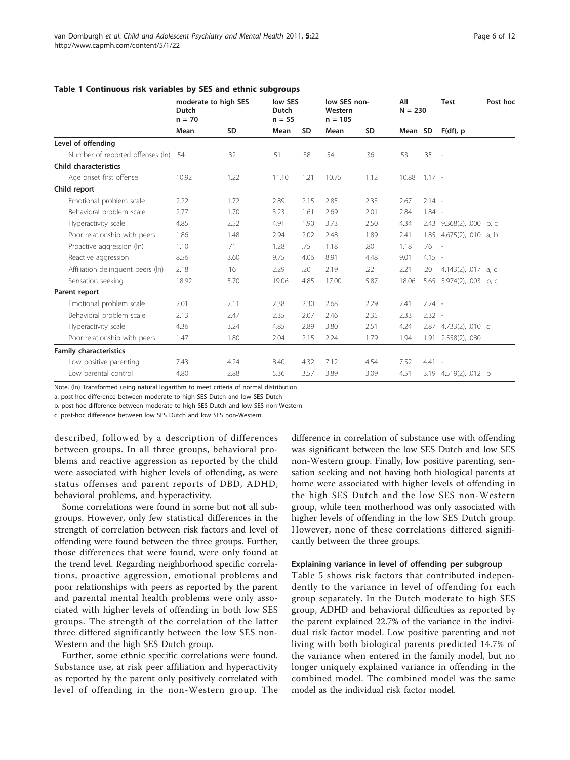**Table 1 Continuous risk variables by SES and ethnic subgroups**

| | moderate to high SES Dutch n = 70 | | low SES Dutch n = 55 | | low SES non-Western n = 105 | | All N = 230 | | Test | Post hoc |
|---|---|---|---|---|---|---|---|---|---|---|
| | Mean | SD | Mean | SD | Mean | SD | Mean | SD | F(df), p | |
| **Level of offending** | | | | | | | | | | |
| Number of reported offenses (ln) | .54 | .32 | .51 | .38 | .54 | .36 | .53 | .35 | - | |
| **Child characteristics** | | | | | | | | | | |
| Age onset first offense | 10.92 | 1.22 | 11.10 | 1.21 | 10.75 | 1.12 | 10.88 | 1.17 | - | |
| **Child report** | | | | | | | | | | |
| Emotional problem scale | 2.22 | 1.72 | 2.89 | 2.15 | 2.85 | 2.33 | 2.67 | 2.14 | - | |
| Behavioral problem scale | 2.77 | 1.70 | 3.23 | 1.61 | 2.69 | 2.01 | 2.84 | 1.84 | - | |
| Hyperactivity scale | 4.85 | 2.52 | 4.91 | 1.90 | 3.73 | 2.50 | 4.34 | 2.43 | 9.368(2), .000 | b, c |
| Poor relationship with peers | 1.86 | 1.48 | 2.94 | 2.02 | 2.48 | 1.89 | 2.41 | 1.85 | 4.675(2), .010 | a, b |
| Proactive aggression (ln) | 1.10 | .71 | 1.28 | .75 | 1.18 | .80 | 1.18 | .76 | - | |
| Reactive aggression | 8.56 | 3.60 | 9.75 | 4.06 | 8.91 | 4.48 | 9.01 | 4.15 | - | |
| Affiliation delinquent peers (ln) | 2.18 | .16 | 2.29 | .20 | 2.19 | .22 | 2.21 | .20 | 4.143(2), .017 | a, c |
| Sensation seeking | 18.92 | 5.70 | 19.06 | 4.85 | 17.00 | 5.87 | 18.06 | 5.65 | 5.974(2), .003 | b, c |
| **Parent report** | | | | | | | | | | |
| Emotional problem scale | 2.01 | 2.11 | 2.38 | 2.30 | 2.68 | 2.29 | 2.41 | 2.24 | - | |
| Behavioral problem scale | 2.13 | 2.47 | 2.35 | 2.07 | 2.46 | 2.35 | 2.33 | 2.32 | - | |
| Hyperactivity scale | 4.36 | 3.24 | 4.85 | 2.89 | 3.80 | 2.51 | 4.24 | 2.87 | 4.733(2), .010 | c |
| Poor relationship with peers | 1.47 | 1.80 | 2.04 | 2.15 | 2.24 | 1.79 | 1.94 | 1.91 | 2.558(2), .080 | |
| **Family characteristics** | | | | | | | | | | |
| Low positive parenting | 7.43 | 4.24 | 8.40 | 4.32 | 7.12 | 4.54 | 7.52 | 4.41 | - | |
| Low parental control | 4.80 | 2.88 | 5.36 | 3.57 | 3.89 | 3.09 | 4.51 | 3.19 | 4.519(2), .012 | b |

Note. (ln) Transformed using natural logarithm to meet criteria of normal distribution

a. post-hoc difference between moderate to high SES Dutch and low SES Dutch

b. post-hoc difference between moderate to high SES Dutch and low SES non-Western

c. post-hoc difference between low SES Dutch and low SES non-Western.

described, followed by a description of differences between groups. In all three groups, behavioral problems and reactive aggression as reported by the child were associated with higher levels of offending, as were status offenses and parent reports of DBD, ADHD, behavioral problems, and hyperactivity.

Some correlations were found in some but not all subgroups. However, only few statistical differences in the strength of correlation between risk factors and level of offending were found between the three groups. Further, those differences that were found, were only found at the trend level. Regarding neighborhood specific correlations, proactive aggression, emotional problems and poor relationships with peers as reported by the parent and parental mental health problems were only associated with higher levels of offending in both low SES groups. The strength of the correlation of the latter three differed significantly between the low SES non-Western and the high SES Dutch group.

Further, some ethnic specific correlations were found. Substance use, at risk peer affiliation and hyperactivity as reported by the parent only positively correlated with level of offending in the non-Western group. The difference in correlation of substance use with offending was significant between the low SES Dutch and low SES non-Western group. Finally, low positive parenting, sensation seeking and not having both biological parents at home were associated with higher levels of offending in the high SES Dutch and the low SES non-Western group, while teen motherhood was only associated with higher levels of offending in the low SES Dutch group. However, none of these correlations differed significantly between the three groups.

### Explaining variance in level of offending per subgroup

Table 5 shows risk factors that contributed independently to the variance in level of offending for each group separately. In the Dutch moderate to high SES group, ADHD and behavioral difficulties as reported by the parent explained 22.7% of the variance in the individual risk factor model. Low positive parenting and not living with both biological parents predicted 14.7% of the variance when entered in the family model, but no longer uniquely explained variance in offending in the combined model. The combined model was the same model as the individual risk factor model.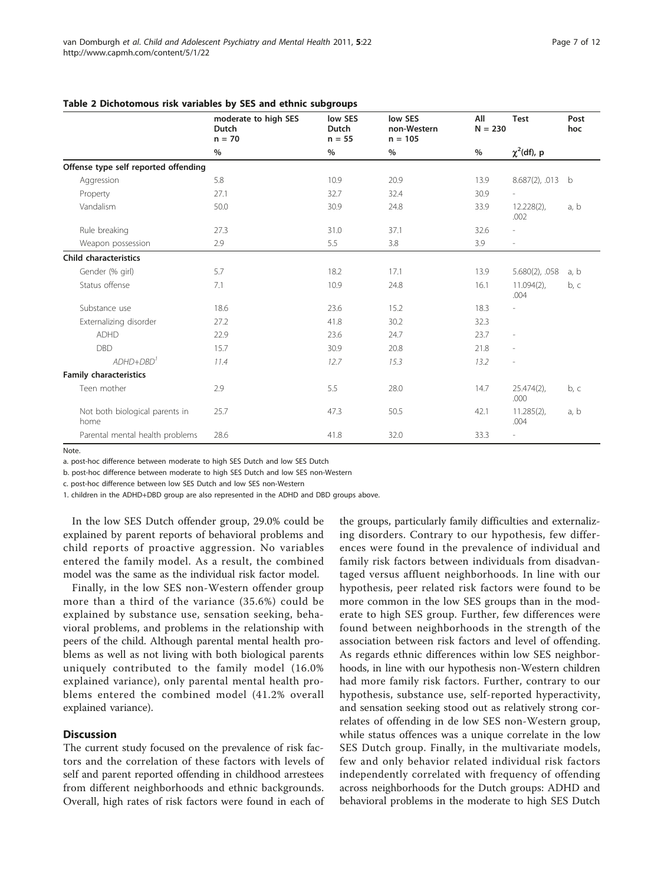**Table 2 Dichotomous risk variables by SES and ethnic subgroups**

| | moderate to high SES Dutch n = 70 | low SES Dutch n = 55 | low SES non-Western n = 105 | All N = 230 | Test | Post hoc |
|---|---|---|---|---|---|---|
| | % | % | % | % | $\chi^2$(df), p | |
| **Offense type self reported offending** | | | | | | |
| Aggression | 5.8 | 10.9 | 20.9 | 13.9 | 8.687(2), .013 | b |
| Property | 27.1 | 32.7 | 32.4 | 30.9 | - | |
| Vandalism | 50.0 | 30.9 | 24.8 | 33.9 | 12.228(2), .002 | a, b |
| Rule breaking | 27.3 | 31.0 | 37.1 | 32.6 | - | |
| Weapon possession | 2.9 | 5.5 | 3.8 | 3.9 | - | |
| **Child characteristics** | | | | | | |
| Gender (% girl) | 5.7 | 18.2 | 17.1 | 13.9 | 5.680(2), .058 | a, b |
| Status offense | 7.1 | 10.9 | 24.8 | 16.1 | 11.094(2), .004 | b, c |
| Substance use | 18.6 | 23.6 | 15.2 | 18.3 | - | |
| Externalizing disorder | 27.2 | 41.8 | 30.2 | 32.3 | | |
| ADHD | 22.9 | 23.6 | 24.7 | 23.7 | - | |
| DBD | 15.7 | 30.9 | 20.8 | 21.8 | - | |
| *ADHD+DBD*[1] | *11.4* | *12.7* | *15.3* | *13.2* | - | |
| **Family characteristics** | | | | | | |
| Teen mother | 2.9 | 5.5 | 28.0 | 14.7 | 25.474(2), .000 | b, c |
| Not both biological parents in home | 25.7 | 47.3 | 50.5 | 42.1 | 11.285(2), .004 | a, b |
| Parental mental health problems | 28.6 | 41.8 | 32.0 | 33.3 | - | |

Note.

a. post-hoc difference between moderate to high SES Dutch and low SES Dutch

b. post-hoc difference between moderate to high SES Dutch and low SES non-Western

c. post-hoc difference between low SES Dutch and low SES non-Western

1. children in the ADHD+DBD group are also represented in the ADHD and DBD groups above.

In the low SES Dutch offender group, 29.0% could be explained by parent reports of behavioral problems and child reports of proactive aggression. No variables entered the family model. As a result, the combined model was the same as the individual risk factor model.

Finally, in the low SES non-Western offender group more than a third of the variance (35.6%) could be explained by substance use, sensation seeking, behavioral problems, and problems in the relationship with peers of the child. Although parental mental health problems as well as not living with both biological parents uniquely contributed to the family model (16.0% explained variance), only parental mental health problems entered the combined model (41.2% overall explained variance).

## Discussion

The current study focused on the prevalence of risk factors and the correlation of these factors with levels of self and parent reported offending in childhood arrestees from different neighborhoods and ethnic backgrounds. Overall, high rates of risk factors were found in each of the groups, particularly family difficulties and externalizing disorders. Contrary to our hypothesis, few differences were found in the prevalence of individual and family risk factors between individuals from disadvantaged versus affluent neighborhoods. In line with our hypothesis, peer related risk factors were found to be more common in the low SES groups than in the moderate to high SES group. Further, few differences were found between neighborhoods in the strength of the association between risk factors and level of offending. As regards ethnic differences within low SES neighborhoods, in line with our hypothesis non-Western children had more family risk factors. Further, contrary to our hypothesis, substance use, self-reported hyperactivity, and sensation seeking stood out as relatively strong correlates of offending in de low SES non-Western group, while status offences was a unique correlate in the low SES Dutch group. Finally, in the multivariate models, few and only behavior related individual risk factors independently correlated with frequency of offending across neighborhoods for the Dutch groups: ADHD and behavioral problems in the moderate to high SES Dutch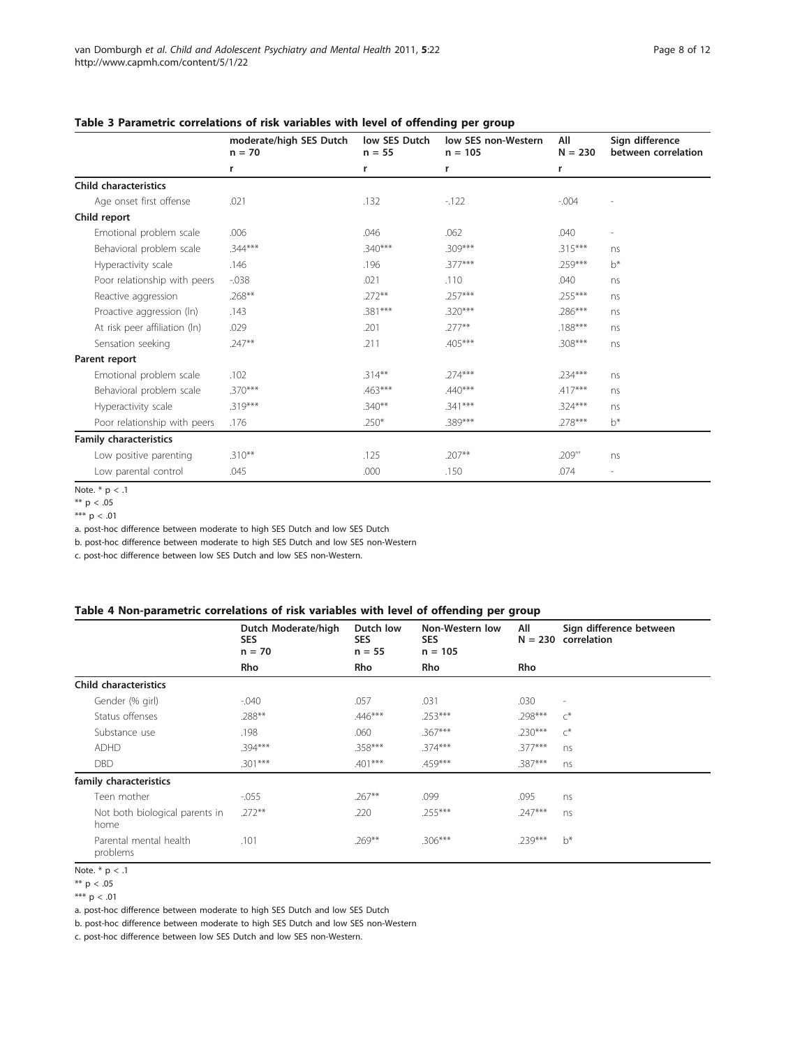**Table 3 Parametric correlations of risk variables with level of offending per group**

| | moderate/high SES Dutch n = 70 | low SES Dutch n = 55 | low SES non-Western n = 105 | All N = 230 | Sign difference between correlation |
|---|---|---|---|---|---|
| | r | r | r | r | |
| **Child characteristics** | | | | | |
| Age onset first offense | .021 | .132 | -.122 | -.004 | - |
| **Child report** | | | | | |
| Emotional problem scale | .006 | .046 | .062 | .040 | - |
| Behavioral problem scale | .344*** | .340*** | .309*** | .315*** | ns |
| Hyperactivity scale | .146 | .196 | .377*** | .259*** | b* |
| Poor relationship with peers | -.038 | .021 | .110 | .040 | ns |
| Reactive aggression | .268** | .272** | .257*** | .255*** | ns |
| Proactive aggression (ln) | .143 | .381*** | .320*** | .286*** | ns |
| At risk peer affiliation (ln) | .029 | .201 | .277** | .188*** | ns |
| Sensation seeking | .247** | .211 | .405*** | .308*** | ns |
| **Parent report** | | | | | |
| Emotional problem scale | .102 | .314** | .274*** | .234*** | ns |
| Behavioral problem scale | .370*** | .463*** | .440*** | .417*** | ns |
| Hyperactivity scale | .319*** | .340** | .341*** | .324*** | ns |
| Poor relationship with peers | .176 | .250* | .389*** | .278*** | b* |
| **Family characteristics** | | | | | |
| Low positive parenting | .310** | .125 | .207** | .209''' | ns |
| Low parental control | .045 | .000 | .150 | .074 | - |

Note. * p < .1

** p < .05

*** p < .01

a. post-hoc difference between moderate to high SES Dutch and low SES Dutch

b. post-hoc difference between moderate to high SES Dutch and low SES non-Western

c. post-hoc difference between low SES Dutch and low SES non-Western.

**Table 4 Non-parametric correlations of risk variables with level of offending per group**

| | Dutch Moderate/high SES n = 70 | Dutch low SES n = 55 | Non-Western low SES n = 105 | All N = 230 | Sign difference between correlation |
|---|---|---|---|---|---|
| | Rho | Rho | Rho | Rho | |
| **Child characteristics** | | | | | |
| Gender (% girl) | -.040 | .057 | .031 | .030 | - |
| Status offenses | .288** | .446*** | .253*** | .298*** | c* |
| Substance use | .198 | .060 | .367*** | .230*** | c* |
| ADHD | .394*** | .358*** | .374*** | .377*** | ns |
| DBD | .301*** | .401*** | .459*** | .387*** | ns |
| **family characteristics** | | | | | |
| Teen mother | -.055 | .267** | .099 | .095 | ns |
| Not both biological parents in home | .272** | .220 | .255*** | .247*** | ns |
| Parental mental health problems | .101 | .269** | .306*** | .239*** | b* |

Note. * p < .1

** p < .05

*** p < .01

a. post-hoc difference between moderate to high SES Dutch and low SES Dutch

b. post-hoc difference between moderate to high SES Dutch and low SES non-Western

c. post-hoc difference between low SES Dutch and low SES non-Western.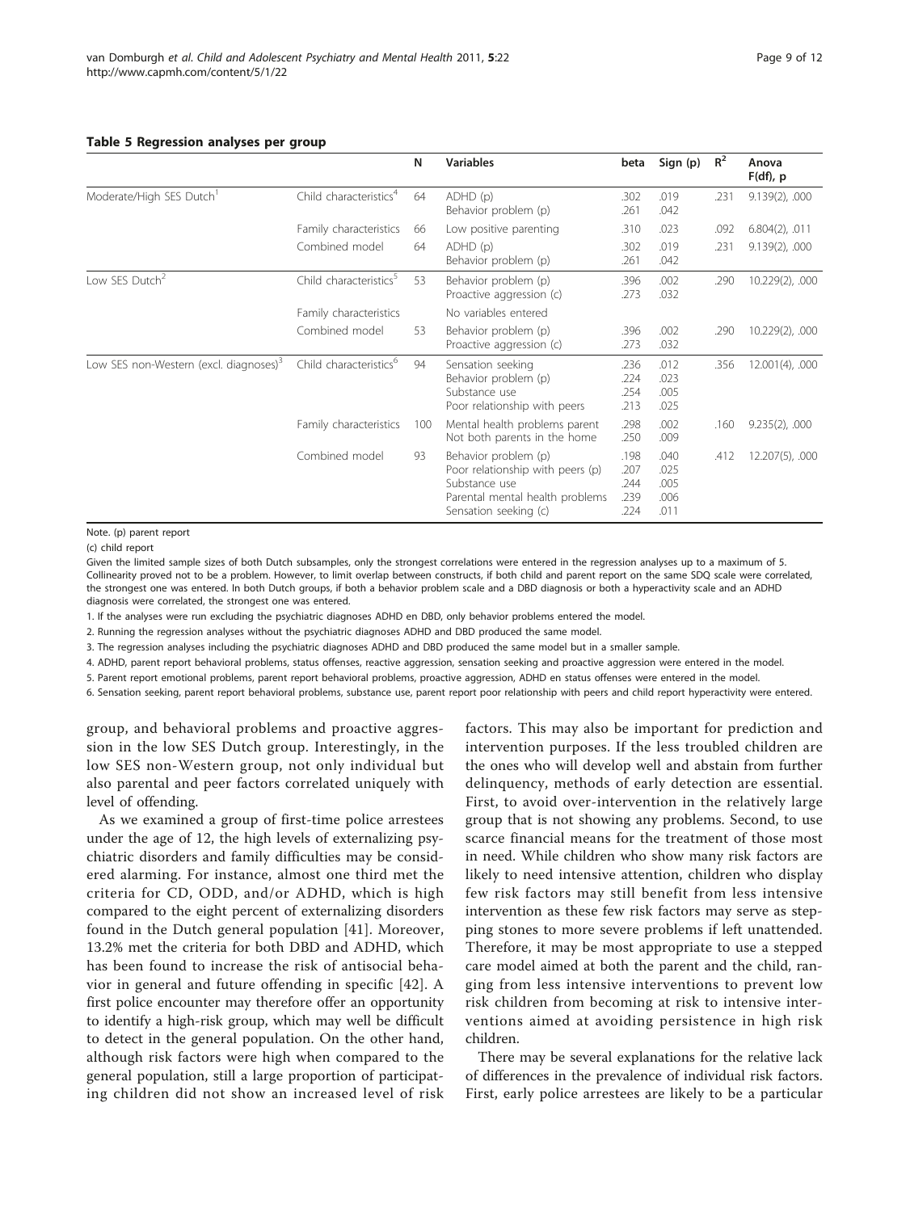**Table 5 Regression analyses per group**

| | | N | Variables | beta | Sign (p) | $R^2$ | Anova F(df), p |
|---|---|---|---|---|---|---|---|
| Moderate/High SES Dutch[1] | Child characteristics[4] | 64 | ADHD (p)<br>Behavior problem (p) | .302<br>.261 | .019<br>.042 | .231 | 9.139(2), .000 |
| | Family characteristics | 66 | Low positive parenting | .310 | .023 | .092 | 6.804(2), .011 |
| | Combined model | 64 | ADHD (p)<br>Behavior problem (p) | .302<br>.261 | .019<br>.042 | .231 | 9.139(2), .000 |
| Low SES Dutch[2] | Child characteristics[5] | 53 | Behavior problem (p)<br>Proactive aggression (c) | .396<br>.273 | .002<br>.032 | .290 | 10.229(2), .000 |
| | Family characteristics | | No variables entered | | | | |
| | Combined model | 53 | Behavior problem (p)<br>Proactive aggression (c) | .396<br>.273 | .002<br>.032 | .290 | 10.229(2), .000 |
| Low SES non-Western (excl. diagnoses)[3] | Child characteristics[6] | 94 | Sensation seeking<br>Behavior problem (p)<br>Substance use<br>Poor relationship with peers | .236<br>.224<br>.254<br>.213 | .012<br>.023<br>.005<br>.025 | .356 | 12.001(4), .000 |
| | Family characteristics | 100 | Mental health problems parent<br>Not both parents in the home | .298<br>.250 | .002<br>.009 | .160 | 9.235(2), .000 |
| | Combined model | 93 | Behavior problem (p)<br>Poor relationship with peers (p)<br>Substance use<br>Parental mental health problems<br>Sensation seeking (c) | .198<br>.207<br>.244<br>.239<br>.224 | .040<br>.025<br>.005<br>.006<br>.011 | .412 | 12.207(5), .000 |

Note. (p) parent report

(c) child report

Given the limited sample sizes of both Dutch subsamples, only the strongest correlations were entered in the regression analyses up to a maximum of 5. Collinearity proved not to be a problem. However, to limit overlap between constructs, if both child and parent report on the same SDQ scale were correlated, the strongest one was entered. In both Dutch groups, if both a behavior problem scale and a DBD diagnosis or both a hyperactivity scale and an ADHD diagnosis were correlated, the strongest one was entered.

1. If the analyses were run excluding the psychiatric diagnoses ADHD en DBD, only behavior problems entered the model.
2. Running the regression analyses without the psychiatric diagnoses ADHD and DBD produced the same model.
3. The regression analyses including the psychiatric diagnoses ADHD and DBD produced the same model but in a smaller sample.
4. ADHD, parent report behavioral problems, status offenses, reactive aggression, sensation seeking and proactive aggression were entered in the model.
5. Parent report emotional problems, parent report behavioral problems, proactive aggression, ADHD en status offenses were entered in the model.
6. Sensation seeking, parent report behavioral problems, substance use, parent report poor relationship with peers and child report hyperactivity were entered.

group, and behavioral problems and proactive aggression in the low SES Dutch group. Interestingly, in the low SES non-Western group, not only individual but also parental and peer factors correlated uniquely with level of offending.

As we examined a group of first-time police arrestees under the age of 12, the high levels of externalizing psychiatric disorders and family difficulties may be considered alarming. For instance, almost one third met the criteria for CD, ODD, and/or ADHD, which is high compared to the eight percent of externalizing disorders found in the Dutch general population [41]. Moreover, 13.2% met the criteria for both DBD and ADHD, which has been found to increase the risk of antisocial behavior in general and future offending in specific [42]. A first police encounter may therefore offer an opportunity to identify a high-risk group, which may well be difficult to detect in the general population. On the other hand, although risk factors were high when compared to the general population, still a large proportion of participating children did not show an increased level of risk factors. This may also be important for prediction and intervention purposes. If the less troubled children are the ones who will develop well and abstain from further delinquency, methods of early detection are essential. First, to avoid over-intervention in the relatively large group that is not showing any problems. Second, to use scarce financial means for the treatment of those most in need. While children who show many risk factors are likely to need intensive attention, children who display few risk factors may still benefit from less intensive intervention as these few risk factors may serve as stepping stones to more severe problems if left unattended. Therefore, it may be most appropriate to use a stepped care model aimed at both the parent and the child, ranging from less intensive interventions to prevent low risk children from becoming at risk to intensive interventions aimed at avoiding persistence in high risk children.

There may be several explanations for the relative lack of differences in the prevalence of individual risk factors. First, early police arrestees are likely to be a particular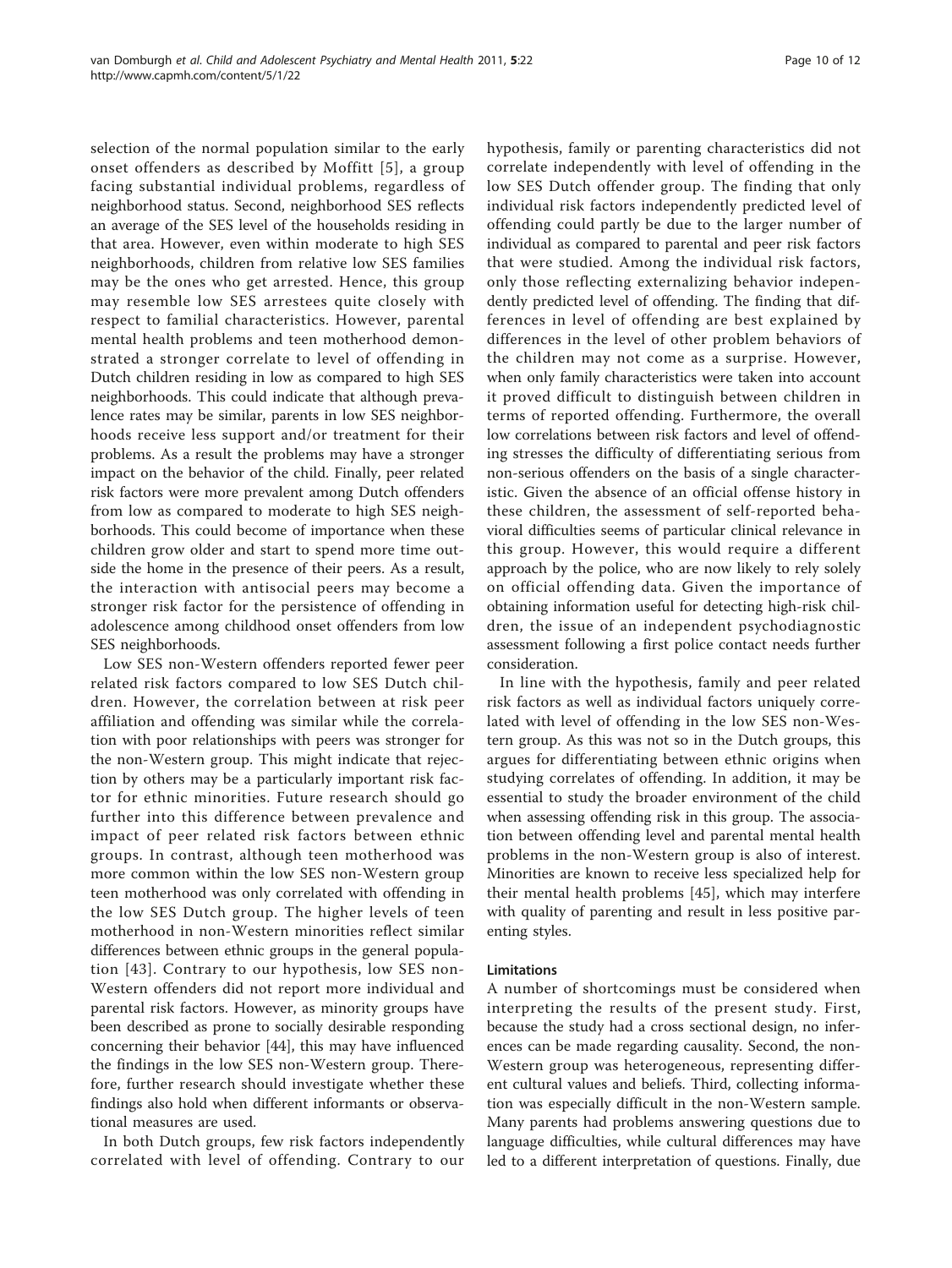selection of the normal population similar to the early onset offenders as described by Moffitt [5], a group facing substantial individual problems, regardless of neighborhood status. Second, neighborhood SES reflects an average of the SES level of the households residing in that area. However, even within moderate to high SES neighborhoods, children from relative low SES families may be the ones who get arrested. Hence, this group may resemble low SES arrestees quite closely with respect to familial characteristics. However, parental mental health problems and teen motherhood demonstrated a stronger correlate to level of offending in Dutch children residing in low as compared to high SES neighborhoods. This could indicate that although prevalence rates may be similar, parents in low SES neighborhoods receive less support and/or treatment for their problems. As a result the problems may have a stronger impact on the behavior of the child. Finally, peer related risk factors were more prevalent among Dutch offenders from low as compared to moderate to high SES neighborhoods. This could become of importance when these children grow older and start to spend more time outside the home in the presence of their peers. As a result, the interaction with antisocial peers may become a stronger risk factor for the persistence of offending in adolescence among childhood onset offenders from low SES neighborhoods.

Low SES non-Western offenders reported fewer peer related risk factors compared to low SES Dutch children. However, the correlation between at risk peer affiliation and offending was similar while the correlation with poor relationships with peers was stronger for the non-Western group. This might indicate that rejection by others may be a particularly important risk factor for ethnic minorities. Future research should go further into this difference between prevalence and impact of peer related risk factors between ethnic groups. In contrast, although teen motherhood was more common within the low SES non-Western group teen motherhood was only correlated with offending in the low SES Dutch group. The higher levels of teen motherhood in non-Western minorities reflect similar differences between ethnic groups in the general population [43]. Contrary to our hypothesis, low SES non-Western offenders did not report more individual and parental risk factors. However, as minority groups have been described as prone to socially desirable responding concerning their behavior [44], this may have influenced the findings in the low SES non-Western group. Therefore, further research should investigate whether these findings also hold when different informants or observational measures are used.

In both Dutch groups, few risk factors independently correlated with level of offending. Contrary to our hypothesis, family or parenting characteristics did not correlate independently with level of offending in the low SES Dutch offender group. The finding that only individual risk factors independently predicted level of offending could partly be due to the larger number of individual as compared to parental and peer risk factors that were studied. Among the individual risk factors, only those reflecting externalizing behavior independently predicted level of offending. The finding that differences in level of offending are best explained by differences in the level of other problem behaviors of the children may not come as a surprise. However, when only family characteristics were taken into account it proved difficult to distinguish between children in terms of reported offending. Furthermore, the overall low correlations between risk factors and level of offending stresses the difficulty of differentiating serious from non-serious offenders on the basis of a single characteristic. Given the absence of an official offense history in these children, the assessment of self-reported behavioral difficulties seems of particular clinical relevance in this group. However, this would require a different approach by the police, who are now likely to rely solely on official offending data. Given the importance of obtaining information useful for detecting high-risk children, the issue of an independent psychodiagnostic assessment following a first police contact needs further consideration.

In line with the hypothesis, family and peer related risk factors as well as individual factors uniquely correlated with level of offending in the low SES non-Western group. As this was not so in the Dutch groups, this argues for differentiating between ethnic origins when studying correlates of offending. In addition, it may be essential to study the broader environment of the child when assessing offending risk in this group. The association between offending level and parental mental health problems in the non-Western group is also of interest. Minorities are known to receive less specialized help for their mental health problems [45], which may interfere with quality of parenting and result in less positive parenting styles.

### Limitations

A number of shortcomings must be considered when interpreting the results of the present study. First, because the study had a cross sectional design, no inferences can be made regarding causality. Second, the non-Western group was heterogeneous, representing different cultural values and beliefs. Third, collecting information was especially difficult in the non-Western sample. Many parents had problems answering questions due to language difficulties, while cultural differences may have led to a different interpretation of questions. Finally, due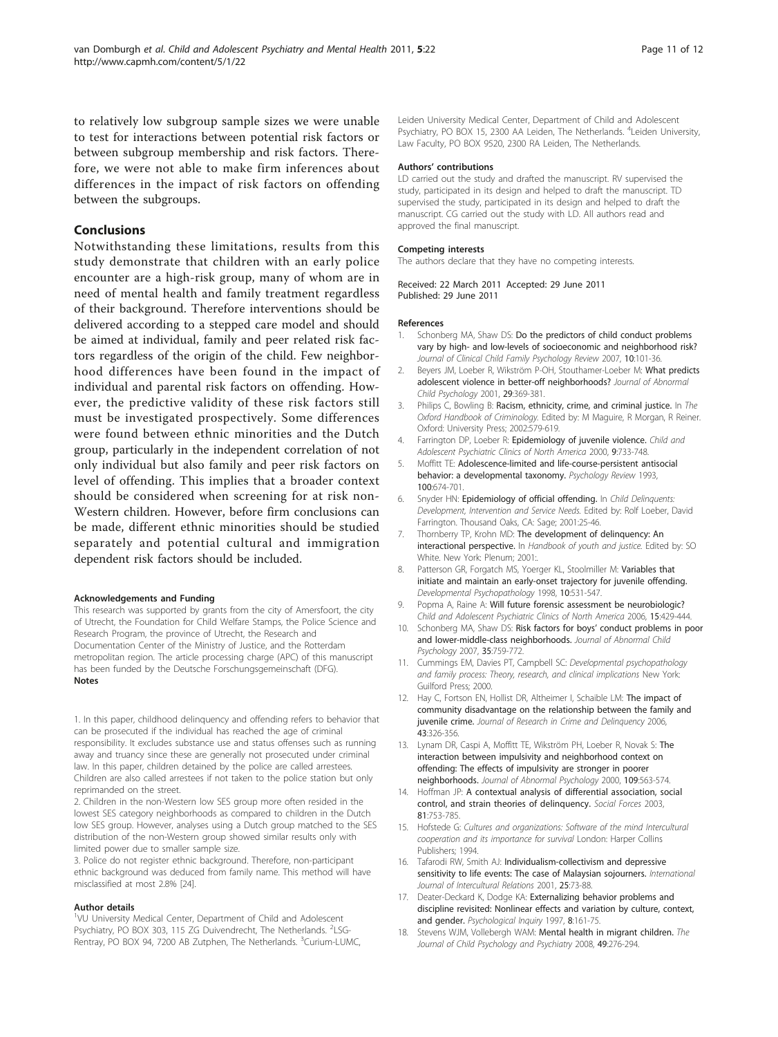to relatively low subgroup sample sizes we were unable to test for interactions between potential risk factors or between subgroup membership and risk factors. Therefore, we were not able to make firm inferences about differences in the impact of risk factors on offending between the subgroups.

## Conclusions

Notwithstanding these limitations, results from this study demonstrate that children with an early police encounter are a high-risk group, many of whom are in need of mental health and family treatment regardless of their background. Therefore interventions should be delivered according to a stepped care model and should be aimed at individual, family and peer related risk factors regardless of the origin of the child. Few neighborhood differences have been found in the impact of individual and parental risk factors on offending. However, the predictive validity of these risk factors still must be investigated prospectively. Some differences were found between ethnic minorities and the Dutch group, particularly in the independent correlation of not only individual but also family and peer risk factors on level of offending. This implies that a broader context should be considered when screening for at risk non-Western children. However, before firm conclusions can be made, different ethnic minorities should be studied separately and potential cultural and immigration dependent risk factors should be included.

#### Acknowledgements and Funding

This research was supported by grants from the city of Amersfoort, the city of Utrecht, the Foundation for Child Welfare Stamps, the Police Science and Research Program, the province of Utrecht, the Research and Documentation Center of the Ministry of Justice, and the Rotterdam metropolitan region. The article processing charge (APC) of this manuscript has been funded by the Deutsche Forschungsgemeinschaft (DFG).

**Notes**

1. In this paper, childhood delinquency and offending refers to behavior that can be prosecuted if the individual has reached the age of criminal responsibility. It excludes substance use and status offenses such as running away and truancy since these are generally not prosecuted under criminal law. In this paper, children detained by the police are called arrestees. Children are also called arrestees if not taken to the police station but only reprimanded on the street.
2. Children in the non-Western low SES group more often resided in the lowest SES category neighborhoods as compared to children in the Dutch low SES group. However, analyses using a Dutch group matched to the SES distribution of the non-Western group showed similar results only with limited power due to smaller sample size.
3. Police do not register ethnic background. Therefore, non-participant ethnic background was deduced from family name. This method will have misclassified at most 2.8% [24].

#### Author details

[1]VU University Medical Center, Department of Child and Adolescent Psychiatry, PO BOX 303, 115 ZG Duivendrecht, The Netherlands. [2]LSG-Rentray, PO BOX 94, 7200 AB Zutphen, The Netherlands. [3]Curium-LUMC, Leiden University Medical Center, Department of Child and Adolescent Psychiatry, PO BOX 15, 2300 AA Leiden, The Netherlands. [4]Leiden University, Law Faculty, PO BOX 9520, 2300 RA Leiden, The Netherlands.

#### Authors' contributions

LD carried out the study and drafted the manuscript. RV supervised the study, participated in its design and helped to draft the manuscript. TD supervised the study, participated in its design and helped to draft the manuscript. CG carried out the study with LD. All authors read and approved the final manuscript.

#### Competing interests

The authors declare that they have no competing interests.

Received: 22 March 2011 Accepted: 29 June 2011
Published: 29 June 2011

#### References

1. Schonberg MA, Shaw DS: **Do the predictors of child conduct problems vary by high- and low-levels of socioeconomic and neighborhood risk?** *Journal of Clinical Child Family Psychology Review* 2007, **10**:101-36.
2. Beyers JM, Loeber R, Wikström P-OH, Stouthamer-Loeber M: **What predicts adolescent violence in better-off neighborhoods?** *Journal of Abnormal Child Psychology* 2001, **29**:369-381.
3. Philips C, Bowling B: **Racism, ethnicity, crime, and criminal justice.** In *The Oxford Handbook of Criminology.* Edited by: M Maguire, R Morgan, R Reiner. Oxford: University Press; 2002:579-619.
4. Farrington DP, Loeber R: **Epidemiology of juvenile violence.** *Child and Adolescent Psychiatric Clinics of North America* 2000, **9**:733-748.
5. Moffitt TE: **Adolescence-limited and life-course-persistent antisocial behavior: a developmental taxonomy.** *Psychology Review* 1993, **100**:674-701.
6. Snyder HN: **Epidemiology of official offending.** In *Child Delinquents: Development, Intervention and Service Needs.* Edited by: Rolf Loeber, David Farrington. Thousand Oaks, CA: Sage; 2001:25-46.
7. Thornberry TP, Krohn MD: **The development of delinquency: An interactional perspective.** In *Handbook of youth and justice.* Edited by: SO White. New York: Plenum; 2001:.
8. Patterson GR, Forgatch MS, Yoerger KL, Stoolmiller M: **Variables that initiate and maintain an early-onset trajectory for juvenile offending.** *Developmental Psychopathology* 1998, **10**:531-547.
9. Popma A, Raine A: **Will future forensic assessment be neurobiologic?** *Child and Adolescent Psychiatric Clinics of North America* 2006, **15**:429-444.
10. Schonberg MA, Shaw DS: **Risk factors for boys' conduct problems in poor and lower-middle-class neighborhoods.** *Journal of Abnormal Child Psychology* 2007, **35**:759-772.
11. Cummings EM, Davies PT, Campbell SC: *Developmental psychopathology and family process: Theory, research, and clinical implications* New York: Guilford Press; 2000.
12. Hay C, Fortson EN, Hollist DR, Altheimer I, Schaible LM: **The impact of community disadvantage on the relationship between the family and juvenile crime.** *Journal of Research in Crime and Delinquency* 2006, **43**:326-356.
13. Lynam DR, Caspi A, Moffitt TE, Wikström PH, Loeber R, Novak S: **The interaction between impulsivity and neighborhood context on offending: The effects of impulsivity are stronger in poorer neighborhoods.** *Journal of Abnormal Psychology* 2000, **109**:563-574.
14. Hoffman JP: **A contextual analysis of differential association, social control, and strain theories of delinquency.** *Social Forces* 2003, **81**:753-785.
15. Hofstede G: *Cultures and organizations: Software of the mind Intercultural cooperation and its importance for survival* London: Harper Collins Publishers; 1994.
16. Tafarodi RW, Smith AJ: **Individualism-collectivism and depressive sensitivity to life events: The case of Malaysian sojourners.** *International Journal of Intercultural Relations* 2001, **25**:73-88.
17. Deater-Deckard K, Dodge KA: **Externalizing behavior problems and discipline revisited: Nonlinear effects and variation by culture, context, and gender.** *Psychological Inquiry* 1997, **8**:161-75.
18. Stevens WJM, Vollebergh WAM: **Mental health in migrant children.** *The Journal of Child Psychology and Psychiatry* 2008, **49**:276-294.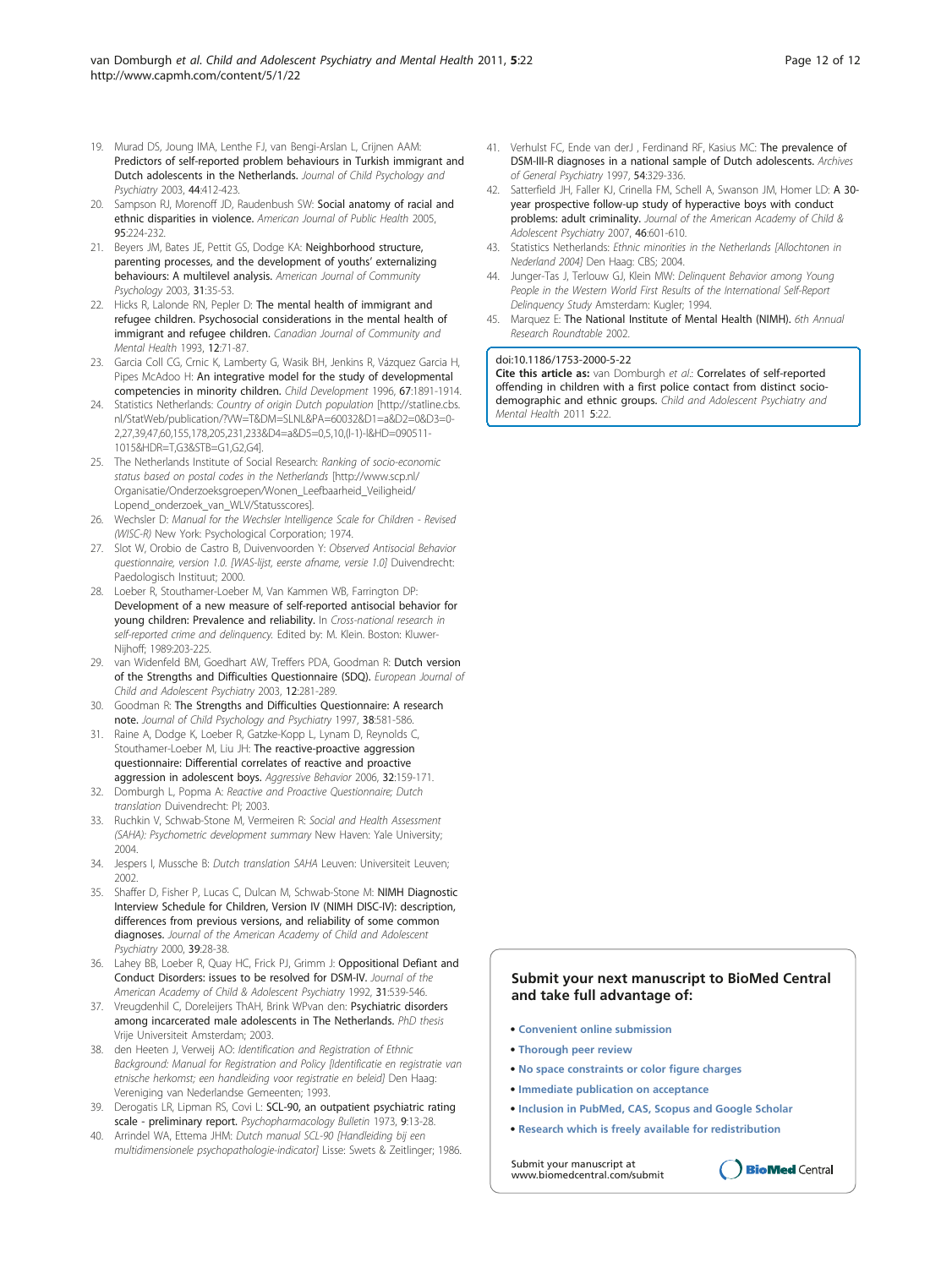19. Murad DS, Joung IMA, Lenthe FJ, van Bengi-Arslan L, Crijnen AAM: **Predictors of self-reported problem behaviours in Turkish immigrant and Dutch adolescents in the Netherlands.** *Journal of Child Psychology and Psychiatry* 2003, **44**:412-423.
20. Sampson RJ, Morenoff JD, Raudenbush SW: **Social anatomy of racial and ethnic disparities in violence.** *American Journal of Public Health* 2005, **95**:224-232.
21. Beyers JM, Bates JE, Pettit GS, Dodge KA: **Neighborhood structure, parenting processes, and the development of youths' externalizing behaviours: A multilevel analysis.** *American Journal of Community Psychology* 2003, **31**:35-53.
22. Hicks R, Lalonde RN, Pepler D: **The mental health of immigrant and refugee children. Psychosocial considerations in the mental health of immigrant and refugee children.** *Canadian Journal of Community and Mental Health* 1993, **12**:71-87.
23. Garcia Coll CG, Crnic K, Lamberty G, Wasik BH, Jenkins R, Vázquez Garcia H, Pipes McAdoo H: **An integrative model for the study of developmental competencies in minority children.** *Child Development* 1996, **67**:1891-1914.
24. Statistics Netherlands: *Country of origin Dutch population* [http://statline.cbs.nl/StatWeb/publication/?VW=T&DM=SLNL&PA=60032&D1=a&D2=0&D3=0-2,27,39,47,60,155,178,205,231,233&D4=a&D5=0,5,10,(l-1)-l&HD=090511-1015&HDR=T,G3&STB=G1,G2,G4].
25. The Netherlands Institute of Social Research: *Ranking of socio-economic status based on postal codes in the Netherlands* [http://www.scp.nl/Organisatie/Onderzoeksgroepen/Wonen_Leefbaarheid_Veiligheid/Lopend_onderzoek_van_WLV/Statusscores].
26. Wechsler D: *Manual for the Wechsler Intelligence Scale for Children - Revised (WISC-R)* New York: Psychological Corporation; 1974.
27. Slot W, Orobio de Castro B, Duivenvoorden Y: *Observed Antisocial Behavior questionnaire, version 1.0. [WAS-lijst, eerste afname, versie 1.0]* Duivendrecht: Paedologisch Instituut; 2000.
28. Loeber R, Stouthamer-Loeber M, Van Kammen WB, Farrington DP: **Development of a new measure of self-reported antisocial behavior for young children: Prevalence and reliability.** In *Cross-national research in self-reported crime and delinquency.* Edited by: M. Klein. Boston: Kluwer-Nijhoff; 1989:203-225.
29. van Widenfeld BM, Goedhart AW, Treffers PDA, Goodman R: **Dutch version of the Strengths and Difficulties Questionnaire (SDQ).** *European Journal of Child and Adolescent Psychiatry* 2003, **12**:281-289.
30. Goodman R: **The Strengths and Difficulties Questionnaire: A research note.** *Journal of Child Psychology and Psychiatry* 1997, **38**:581-586.
31. Raine A, Dodge K, Loeber R, Gatzke-Kopp L, Lynam D, Reynolds C, Stouthamer-Loeber M, Liu JH: **The reactive-proactive aggression questionnaire: Differential correlates of reactive and proactive aggression in adolescent boys.** *Aggressive Behavior* 2006, **32**:159-171.
32. Domburgh L, Popma A: *Reactive and Proactive Questionnaire; Dutch translation* Duivendrecht: PI; 2003.
33. Ruchkin V, Schwab-Stone M, Vermeiren R: *Social and Health Assessment (SAHA): Psychometric development summary* New Haven: Yale University; 2004.
34. Jespers I, Mussche B: *Dutch translation SAHA* Leuven: Universiteit Leuven; 2002.
35. Shaffer D, Fisher P, Lucas C, Dulcan M, Schwab-Stone M: **NIMH Diagnostic Interview Schedule for Children, Version IV (NIMH DISC-IV): description, differences from previous versions, and reliability of some common diagnoses.** *Journal of the American Academy of Child and Adolescent Psychiatry* 2000, **39**:28-38.
36. Lahey BB, Loeber R, Quay HC, Frick PJ, Grimm J: **Oppositional Defiant and Conduct Disorders: issues to be resolved for DSM-IV.** *Journal of the American Academy of Child & Adolescent Psychiatry* 1992, **31**:539-546.
37. Vreugdenhil C, Doreleijers ThAH, Brink WPvan den: **Psychiatric disorders among incarcerated male adolescents in The Netherlands.** *PhD thesis* Vrije Universiteit Amsterdam; 2003.
38. den Heeten J, Verweij AO: *Identification and Registration of Ethnic Background: Manual for Registration and Policy [Identificatie en registratie van etnische herkomst; een handleiding voor registratie en beleid]* Den Haag: Vereniging van Nederlandse Gemeenten; 1993.
39. Derogatis LR, Lipman RS, Covi L: **SCL-90, an outpatient psychiatric rating scale - preliminary report.** *Psychopharmacology Bulletin* 1973, **9**:13-28.
40. Arrindel WA, Ettema JHM: *Dutch manual SCL-90 [Handleiding bij een multidimensionele psychopathologie-indicator]* Lisse: Swets & Zeitlinger; 1986.
41. Verhulst FC, Ende van derJ , Ferdinand RF, Kasius MC: **The prevalence of DSM-III-R diagnoses in a national sample of Dutch adolescents.** *Archives of General Psychiatry* 1997, **54**:329-336.
42. Satterfield JH, Faller KJ, Crinella FM, Schell A, Swanson JM, Homer LD: **A 30-year prospective follow-up study of hyperactive boys with conduct problems: adult criminality.** *Journal of the American Academy of Child & Adolescent Psychiatry* 2007, **46**:601-610.
43. Statistics Netherlands: *Ethnic minorities in the Netherlands [Allochtonen in Nederland 2004]* Den Haag: CBS; 2004.
44. Junger-Tas J, Terlouw GJ, Klein MW: *Delinquent Behavior among Young People in the Western World First Results of the International Self-Report Delinquency Study* Amsterdam: Kugler; 1994.
45. Marquez E: **The National Institute of Mental Health (NIMH).** *6th Annual Research Roundtable* 2002.

doi:10.1186/1753-2000-5-22

**Cite this article as:** van Domburgh *et al.*: Correlates of self-reported offending in children with a first police contact from distinct socio-demographic and ethnic groups. *Child and Adolescent Psychiatry and Mental Health* 2011 **5**:22.

**Submit your next manuscript to BioMed Central and take full advantage of:**

- **Convenient online submission**
- **Thorough peer review**
- **No space constraints or color figure charges**
- **Immediate publication on acceptance**
- **Inclusion in PubMed, CAS, Scopus and Google Scholar**
- **Research which is freely available for redistribution**

Submit your manuscript at www.biomedcentral.com/submit

BioMed Central